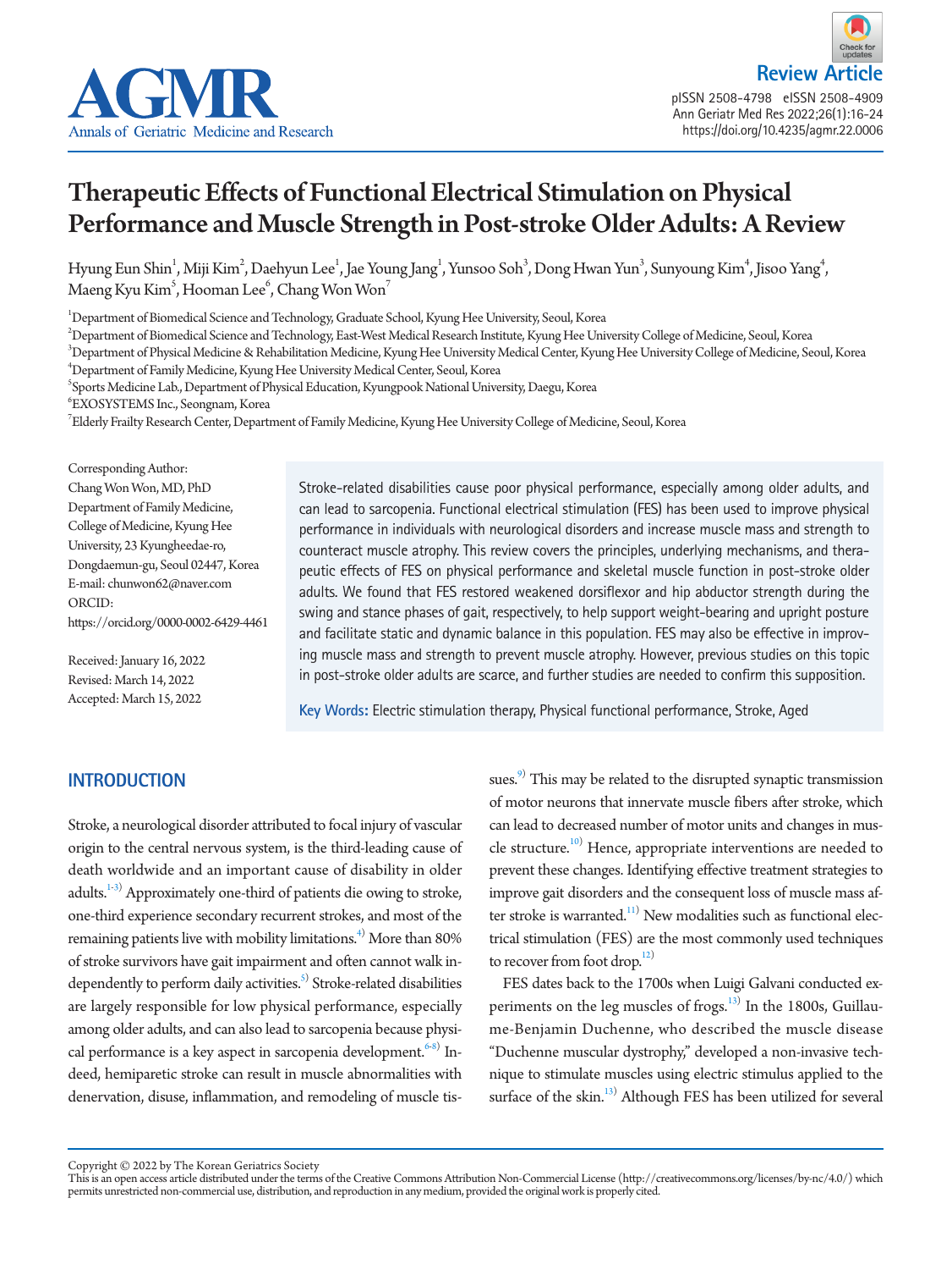Review Article

# Therapeutic Effects of Functional Electrical Stimulation on Physical Performance and Muscle Strength in Post-stroke Older Adults: A Review

Hyung Eun Shin[1], Miji Kim[2], Daehyun Lee[1], Jae Young Jang[1], Yunsoo Soh[3], Dong Hwan Yun[3], Sunyoung Kim[4], Jisoo Yang[4], Maeng Kyu Kim[5], Hooman Lee[6], Chang Won Won[7]

[1]Department of Biomedical Science and Technology, Graduate School, Kyung Hee University, Seoul, Korea
[2]Department of Biomedical Science and Technology, East-West Medical Research Institute, Kyung Hee University College of Medicine, Seoul, Korea
[3]Department of Physical Medicine & Rehabilitation Medicine, Kyung Hee University Medical Center, Kyung Hee University College of Medicine, Seoul, Korea
[4]Department of Family Medicine, Kyung Hee University Medical Center, Seoul, Korea
[5]Sports Medicine Lab., Department of Physical Education, Kyungpook National University, Daegu, Korea
[6]EXOSYSTEMS Inc., Seongnam, Korea
[7]Elderly Frailty Research Center, Department of Family Medicine, Kyung Hee University College of Medicine, Seoul, Korea

Corresponding Author:
Chang Won Won, MD, PhD
Department of Family Medicine, College of Medicine, Kyung Hee University, 23 Kyungheedae-ro, Dongdaemun-gu, Seoul 02447, Korea
E-mail: chunwon62@naver.com
ORCID: https://orcid.org/0000-0002-6429-4461

Received: January 16, 2022
Revised: March 14, 2022
Accepted: March 15, 2022

Stroke-related disabilities cause poor physical performance, especially among older adults, and can lead to sarcopenia. Functional electrical stimulation (FES) has been used to improve physical performance in individuals with neurological disorders and increase muscle mass and strength to counteract muscle atrophy. This review covers the principles, underlying mechanisms, and therapeutic effects of FES on physical performance and skeletal muscle function in post-stroke older adults. We found that FES restored weakened dorsiflexor and hip abductor strength during the swing and stance phases of gait, respectively, to help support weight-bearing and upright posture and facilitate static and dynamic balance in this population. FES may also be effective in improving muscle mass and strength to prevent muscle atrophy. However, previous studies on this topic in post-stroke older adults are scarce, and further studies are needed to confirm this supposition.

**Key Words:** Electric stimulation therapy, Physical functional performance, Stroke, Aged

## INTRODUCTION

Stroke, a neurological disorder attributed to focal injury of vascular origin to the central nervous system, is the third-leading cause of death worldwide and an important cause of disability in older adults.[1-3] Approximately one-third of patients die owing to stroke, one-third experience secondary recurrent strokes, and most of the remaining patients live with mobility limitations.[4] More than 80% of stroke survivors have gait impairment and often cannot walk independently to perform daily activities.[5] Stroke-related disabilities are largely responsible for low physical performance, especially among older adults, and can also lead to sarcopenia because physical performance is a key aspect in sarcopenia development.[6-8] Indeed, hemiparetic stroke can result in muscle abnormalities with denervation, disuse, inflammation, and remodeling of muscle tissues.[9] This may be related to the disrupted synaptic transmission of motor neurons that innervate muscle fibers after stroke, which can lead to decreased number of motor units and changes in muscle structure.[10] Hence, appropriate interventions are needed to prevent these changes. Identifying effective treatment strategies to improve gait disorders and the consequent loss of muscle mass after stroke is warranted.[11] New modalities such as functional electrical stimulation (FES) are the most commonly used techniques to recover from foot drop.[12]

FES dates back to the 1700s when Luigi Galvani conducted experiments on the leg muscles of frogs.[13] In the 1800s, Guillaume-Benjamin Duchenne, who described the muscle disease "Duchenne muscular dystrophy," developed a non-invasive technique to stimulate muscles using electric stimulus applied to the surface of the skin.[13] Although FES has been utilized for several

Copyright © 2022 by The Korean Geriatrics Society
This is an open access article distributed under the terms of the Creative Commons Attribution Non-Commercial License (http://creativecommons.org/licenses/by-nc/4.0/) which permits unrestricted non-commercial use, distribution, and reproduction in any medium, provided the original work is properly cited.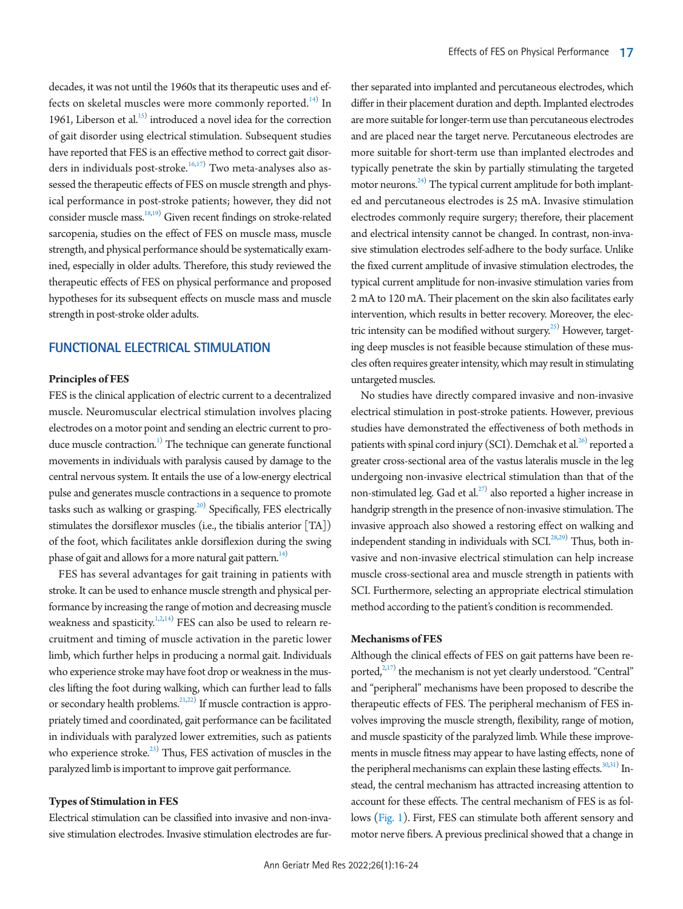decades, it was not until the 1960s that its therapeutic uses and effects on skeletal muscles were more commonly reported.[14] In 1961, Liberson et al.[15] introduced a novel idea for the correction of gait disorder using electrical stimulation. Subsequent studies have reported that FES is an effective method to correct gait disorders in individuals post-stroke.[16,17] Two meta-analyses also assessed the therapeutic effects of FES on muscle strength and physical performance in post-stroke patients; however, they did not consider muscle mass.[18,19] Given recent findings on stroke-related sarcopenia, studies on the effect of FES on muscle mass, muscle strength, and physical performance should be systematically examined, especially in older adults. Therefore, this study reviewed the therapeutic effects of FES on physical performance and proposed hypotheses for its subsequent effects on muscle mass and muscle strength in post-stroke older adults.

## FUNCTIONAL ELECTRICAL STIMULATION

### Principles of FES

FES is the clinical application of electric current to a decentralized muscle. Neuromuscular electrical stimulation involves placing electrodes on a motor point and sending an electric current to produce muscle contraction.[1] The technique can generate functional movements in individuals with paralysis caused by damage to the central nervous system. It entails the use of a low-energy electrical pulse and generates muscle contractions in a sequence to promote tasks such as walking or grasping.[20] Specifically, FES electrically stimulates the dorsiflexor muscles (i.e., the tibialis anterior [TA]) of the foot, which facilitates ankle dorsiflexion during the swing phase of gait and allows for a more natural gait pattern.[14]

FES has several advantages for gait training in patients with stroke. It can be used to enhance muscle strength and physical performance by increasing the range of motion and decreasing muscle weakness and spasticity.[1,2,14] FES can also be used to relearn recruitment and timing of muscle activation in the paretic lower limb, which further helps in producing a normal gait. Individuals who experience stroke may have foot drop or weakness in the muscles lifting the foot during walking, which can further lead to falls or secondary health problems.[21,22] If muscle contraction is appropriately timed and coordinated, gait performance can be facilitated in individuals with paralyzed lower extremities, such as patients who experience stroke.[23] Thus, FES activation of muscles in the paralyzed limb is important to improve gait performance.

### Types of Stimulation in FES

Electrical stimulation can be classified into invasive and non-invasive stimulation electrodes. Invasive stimulation electrodes are further separated into implanted and percutaneous electrodes, which differ in their placement duration and depth. Implanted electrodes are more suitable for longer-term use than percutaneous electrodes and are placed near the target nerve. Percutaneous electrodes are more suitable for short-term use than implanted electrodes and typically penetrate the skin by partially stimulating the targeted motor neurons.[24] The typical current amplitude for both implanted and percutaneous electrodes is 25 mA. Invasive stimulation electrodes commonly require surgery; therefore, their placement and electrical intensity cannot be changed. In contrast, non-invasive stimulation electrodes self-adhere to the body surface. Unlike the fixed current amplitude of invasive stimulation electrodes, the typical current amplitude for non-invasive stimulation varies from 2 mA to 120 mA. Their placement on the skin also facilitates early intervention, which results in better recovery. Moreover, the electric intensity can be modified without surgery.[25] However, targeting deep muscles is not feasible because stimulation of these muscles often requires greater intensity, which may result in stimulating untargeted muscles.

No studies have directly compared invasive and non-invasive electrical stimulation in post-stroke patients. However, previous studies have demonstrated the effectiveness of both methods in patients with spinal cord injury (SCI). Demchak et al.[26] reported a greater cross-sectional area of the vastus lateralis muscle in the leg undergoing non-invasive electrical stimulation than that of the non-stimulated leg. Gad et al.[27] also reported a higher increase in handgrip strength in the presence of non-invasive stimulation. The invasive approach also showed a restoring effect on walking and independent standing in individuals with SCI.[28,29] Thus, both invasive and non-invasive electrical stimulation can help increase muscle cross-sectional area and muscle strength in patients with SCI. Furthermore, selecting an appropriate electrical stimulation method according to the patient's condition is recommended.

### Mechanisms of FES

Although the clinical effects of FES on gait patterns have been reported,[2,17] the mechanism is not yet clearly understood. "Central" and "peripheral" mechanisms have been proposed to describe the therapeutic effects of FES. The peripheral mechanism of FES involves improving the muscle strength, flexibility, range of motion, and muscle spasticity of the paralyzed limb. While these improvements in muscle fitness may appear to have lasting effects, none of the peripheral mechanisms can explain these lasting effects.[30,31] Instead, the central mechanism has attracted increasing attention to account for these effects. The central mechanism of FES is as follows (Fig. 1). First, FES can stimulate both afferent sensory and motor nerve fibers. A previous preclinical showed that a change in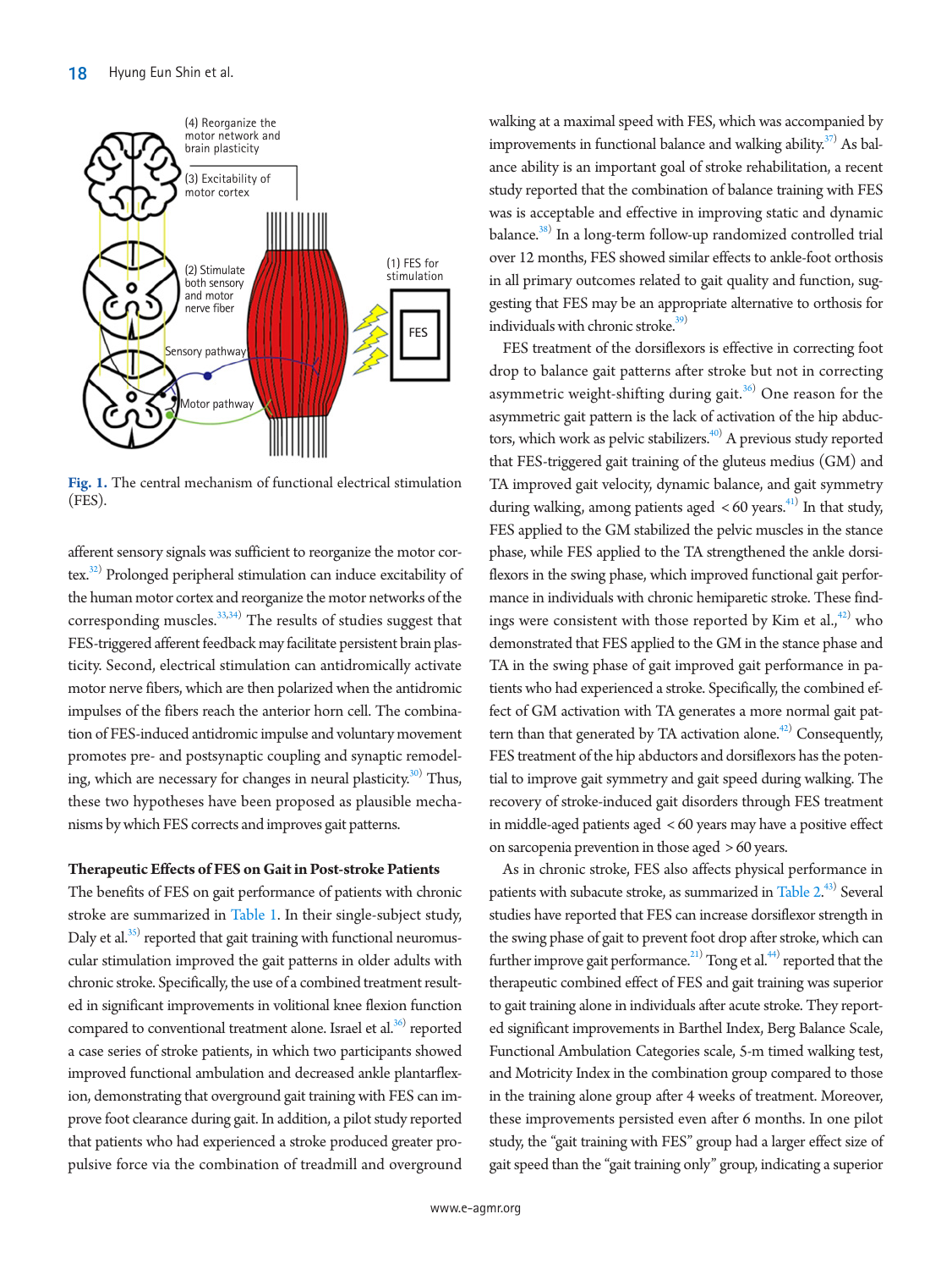Fig. 1. The central mechanism of functional electrical stimulation (FES).

afferent sensory signals was sufficient to reorganize the motor cortex.[32] Prolonged peripheral stimulation can induce excitability of the human motor cortex and reorganize the motor networks of the corresponding muscles.[33,34] The results of studies suggest that FES-triggered afferent feedback may facilitate persistent brain plasticity. Second, electrical stimulation can antidromically activate motor nerve fibers, which are then polarized when the antidromic impulses of the fibers reach the anterior horn cell. The combination of FES-induced antidromic impulse and voluntary movement promotes pre- and postsynaptic coupling and synaptic remodeling, which are necessary for changes in neural plasticity.[30] Thus, these two hypotheses have been proposed as plausible mechanisms by which FES corrects and improves gait patterns.

**Therapeutic Effects of FES on Gait in Post-stroke Patients**

The benefits of FES on gait performance of patients with chronic stroke are summarized in Table 1. In their single-subject study, Daly et al.[35] reported that gait training with functional neuromuscular stimulation improved the gait patterns in older adults with chronic stroke. Specifically, the use of a combined treatment resulted in significant improvements in volitional knee flexion function compared to conventional treatment alone. Israel et al.[36] reported a case series of stroke patients, in which two participants showed improved functional ambulation and decreased ankle plantarflexion, demonstrating that overground gait training with FES can improve foot clearance during gait. In addition, a pilot study reported that patients who had experienced a stroke produced greater propulsive force via the combination of treadmill and overground walking at a maximal speed with FES, which was accompanied by improvements in functional balance and walking ability.[37] As balance ability is an important goal of stroke rehabilitation, a recent study reported that the combination of balance training with FES was is acceptable and effective in improving static and dynamic balance.[38] In a long-term follow-up randomized controlled trial over 12 months, FES showed similar effects to ankle-foot orthosis in all primary outcomes related to gait quality and function, suggesting that FES may be an appropriate alternative to orthosis for individuals with chronic stroke.[39]

FES treatment of the dorsiflexors is effective in correcting foot drop to balance gait patterns after stroke but not in correcting asymmetric weight-shifting during gait.[36] One reason for the asymmetric gait pattern is the lack of activation of the hip abductors, which work as pelvic stabilizers.[40] A previous study reported that FES-triggered gait training of the gluteus medius (GM) and TA improved gait velocity, dynamic balance, and gait symmetry during walking, among patients aged < 60 years.[41] In that study, FES applied to the GM stabilized the pelvic muscles in the stance phase, while FES applied to the TA strengthened the ankle dorsiflexors in the swing phase, which improved functional gait performance in individuals with chronic hemiparetic stroke. These findings were consistent with those reported by Kim et al.,[42] who demonstrated that FES applied to the GM in the stance phase and TA in the swing phase of gait improved gait performance in patients who had experienced a stroke. Specifically, the combined effect of GM activation with TA generates a more normal gait pattern than that generated by TA activation alone.[42] Consequently, FES treatment of the hip abductors and dorsiflexors has the potential to improve gait symmetry and gait speed during walking. The recovery of stroke-induced gait disorders through FES treatment in middle-aged patients aged < 60 years may have a positive effect on sarcopenia prevention in those aged > 60 years.

As in chronic stroke, FES also affects physical performance in patients with subacute stroke, as summarized in Table 2.[43] Several studies have reported that FES can increase dorsiflexor strength in the swing phase of gait to prevent foot drop after stroke, which can further improve gait performance.[21] Tong et al.[44] reported that the therapeutic combined effect of FES and gait training was superior to gait training alone in individuals after acute stroke. They reported significant improvements in Barthel Index, Berg Balance Scale, Functional Ambulation Categories scale, 5-m timed walking test, and Motricity Index in the combination group compared to those in the training alone group after 4 weeks of treatment. Moreover, these improvements persisted even after 6 months. In one pilot study, the "gait training with FES" group had a larger effect size of gait speed than the "gait training only" group, indicating a superior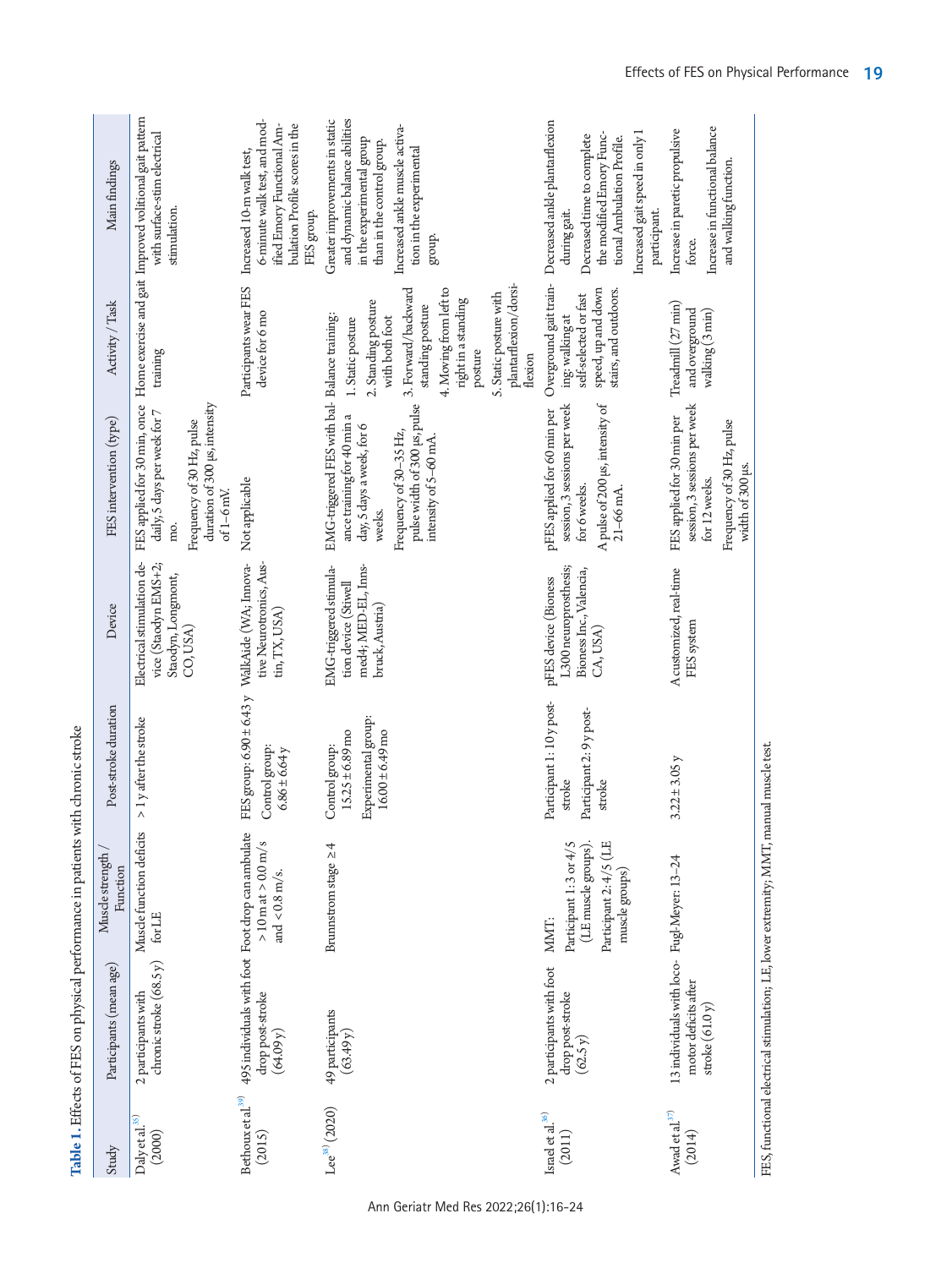**Table 1.** Effects of FES on physical performance in patients with chronic stroke

| Study | Participants (mean age) | Muscle strength / Function | Post-stroke duration | Device | FES intervention (type) | Activity / Task | Main findings |
|---|---|---|---|---|---|---|---|
| Daly et al.[35] (2000) | 2 participants with chronic stroke (68.5 y) | Muscle function deficits for LE | > 1 y after the stroke | Electrical stimulation device (Staodyn EMS+2; Staodyn, Longmont, CO, USA) | FES applied for 30 min, once daily, 5 days per week for 7 mo. Frequency of 30 Hz, pulse duration of 300 μs, intensity of 1–6 mV. | Home exercise and gait training | Improved volitional gait pattern with surface-stim electrical stimulation. |
| Bethoux et al.[39] (2015) | 495 individuals with foot drop post-stroke (64.09 y) | Foot drop can ambulate > 10 m at > 0.0 m/s and < 0.8 m/s. | FES group: 6.90 ± 6.43 y<br>Control group: 6.86 ± 6.64 y | WalkAide (WA; Innovative Neurotronics, Austin, TX, USA) | Not applicable | Participants wear FES device for 6 mo | Increased 10-m walk test, 6-minute walk test, and modified Emory Functional Ambulation Profile scores in the FES group. |
| Lee[38] (2020) | 49 participants (63.49 y) | Brunnstrom stage ≥ 4 | Control group: 15.25 ± 6.89 mo<br>Experimental group: 16.00 ± 6.49 mo | EMG-triggered stimulation device (Stiwell med4; MED-EL, Innsbruck, Austria) | EMG-triggered FES with balance training for 40 min a day, 5 days a week, for 6 weeks.<br>Frequency of 30–35 Hz, pulse width of 300 μs, pulse intensity of 5–60 mA. | Balance training:<br>1. Static posture<br>2. Standing posture with both foot<br>3. Forward/backward standing posture<br>4. Moving from left to right in a standing posture<br>5. Static posture with plantarflexion/dorsiflexion | Greater improvements in static and dynamic balance abilities in the experimental group than in the control group.<br>Increased ankle muscle activation in the experimental group. |
| Israel et al.[36] (2011) | 2 participants with foot drop post-stroke (62.5 y) | MMT:<br>Participant 1: 3 or 4/5 (LE muscle groups).<br>Participant 2: 4/5 (LE muscle groups) | Participant 1: 10 y post-stroke<br>Participant 2: 9 y post-stroke | pFES device (Bioness L300 neuroprosthesis; Bioness Inc., Valencia, CA, USA) | pFES applied for 60 min per session, 3 sessions per week for 6 weeks.<br>A pulse of 200 μs, intensity of 21–66 mA. | Overground gait training; walking at self-selected or fast speed, up and down stairs, and outdoors. | Decreased ankle plantarflexion during gait.<br>Decreased time to complete the modified Emory Functional Ambulation Profile.<br>Increased gait speed in only 1 participant. |
| Awad et al.[37] (2014) | 13 individuals with locomotor deficits after stroke (61.0 y) | Fugl-Meyer: 13–24 | 3.22 ± 3.05 y | A customized, real-time FES system | FES applied for 30 min per session, 3 sessions per week for 12 weeks.<br>Frequency of 30 Hz, pulse width of 300 μs. | Treadmill (27 min) and overground walking (3 min) | Increase in paretic propulsive force.<br>Increase in functional balance and walking function. |

FES, functional electrical stimulation; LE, lower extremity; MMT, manual muscle test.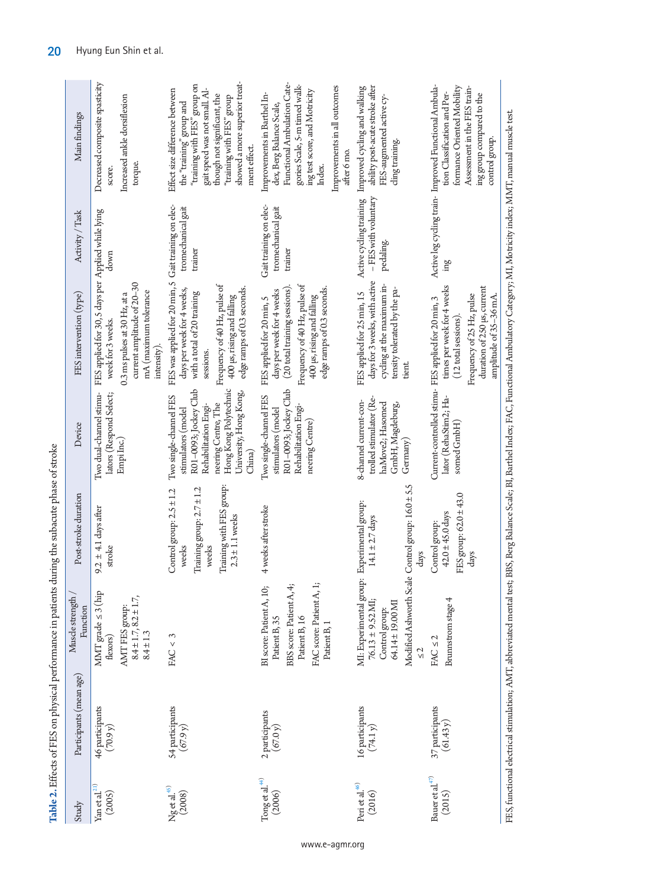**Table 2.** Effects of FES on physical performance in patients during the subacute phase of stroke

| Study | Participants (mean age) | Muscle strength / Function | Post-stroke duration | Device | FES intervention (type) | Activity / Task | Main findings |
|---|---|---|---|---|---|---|---|
| Yan et al.[21] (2005) | 46 participants (70.9 y) | MMT grade ≤ 3 (hip flexors)<br>AMT FES group: 8.4 ± 1.7, 8.2 ± 1.7, 8.4 ± 1.3 | 9.2 ± 4.1 days after stroke | Two dual-channel stimulators (Respond Select; Empi Inc.) | FES applied for 30, 5 days per week for 3 weeks.<br>0.3 ms pulses at 30 Hz, at a current amplitude of 20–30 mA (maximum tolerance intensity). | Applied while lying down | Decreased composite spasticity score.<br>Increased ankle dorsiflexion torque. |
| Ng et al.[45] (2008) | 54 participants (67.9 y) | FAC < 3 | Control group: 2.5 ± 1.2 weeks<br>Training group: 2.7 ± 1.2 weeks<br>Training with FES group: 2.3 ± 1.1 weeks | Two single-channel FES stimulators (model R01–0093; Jockey Club Rehabilitation Engineering Centre, The Hong Kong Polytechnic University, Hong Kong, China) | FES was applied for 20 min, 5 days per week for 4 weeks, with a total of 20 training sessions.<br>Frequency of 40 Hz, pulse of 400 μs, rising and falling edge ramps of 0.3 seconds. | Gait training on electromechanical gait trainer | Effect size difference between the "training" group and "training with FES" group on gait speed was not small. Although not significant, the "training with FES" group showed a more superior treatment effect. |
| Tong et al.[44] (2006) | 2 participants (67.0 y) | BI score: Patient A, 10; Patient B, 35<br>BBS score: Patient A, 4; Patient B, 16<br>FAC score: Patient A, 1; Patient B, 1 | 4 weeks after stroke | Two single-channel FES stimulators (model R01–0093; Jockey Club Rehabilitation Engineering Centre) | FES applied for 20 min, 5 days per week for 4 weeks (20 total training sessions).<br>Frequency of 40 Hz, pulse of 400 μs, rising and falling edge ramps of 0.3 seconds. | Gait training on electromechanical gait trainer | Improvements in Barthel Index, Berg Balance Scale, Functional Ambulation Categories Scale, 5-m timed walking test score, and Motricity Index.<br>Improvements in all outcomes after 6 mo. |
| Peri et al.[46] (2016) | 16 participants (74.1 y) | MI: Experimental group: 76.13 ± 9.52 MI; Control group: 64.14 ± 19.00 MI<br>Modified Ashworth Scale ≤ 2 | Experimental group: 14.1 ± 2.7 days<br>Control group: 16.0 ± 5.5 days | 8-channel current-controlled stimulator (RehaMove2; Hasomed GmbH, Magdeburg, Germany) | FES applied for 25 min, 15 days for 3 weeks, with active cycling at the maximum intensity tolerated by the patient. | Active cycling training – FES with voluntary pedaling. | Improved cycling and walking ability post-acute stroke after FES-augmented active cycling training. |
| Bauer et al.[47] (2015) | 37 participants (61.43 y) | FAC ≤ 2<br>Brunnstrom stage 4 | Control group: 42.0 ± 45.0 days<br>FES group: 62.0 ± 43.0 days | Current-controlled stimulator (RehaStim2; Hasomed GmbH) | FES applied for 20 min, 3 times per week for 4 weeks (12 total sessions).<br>Frequency of 25 Hz, pulse duration of 250 μs, current amplitude of 35–36 mA. | Active leg cycling training | Improved Functional Ambulation Classification and Performance Oriented Mobility Assessment in the FES training group compared to the control group. |

FES, functional electrical stimulation; AMT, abbreviated mental test; BBS, Berg Balance Scale; BI, Barthel Index; FAC, Functional Ambulatory Category; MI, Motricity index; MMT, manual muscle test.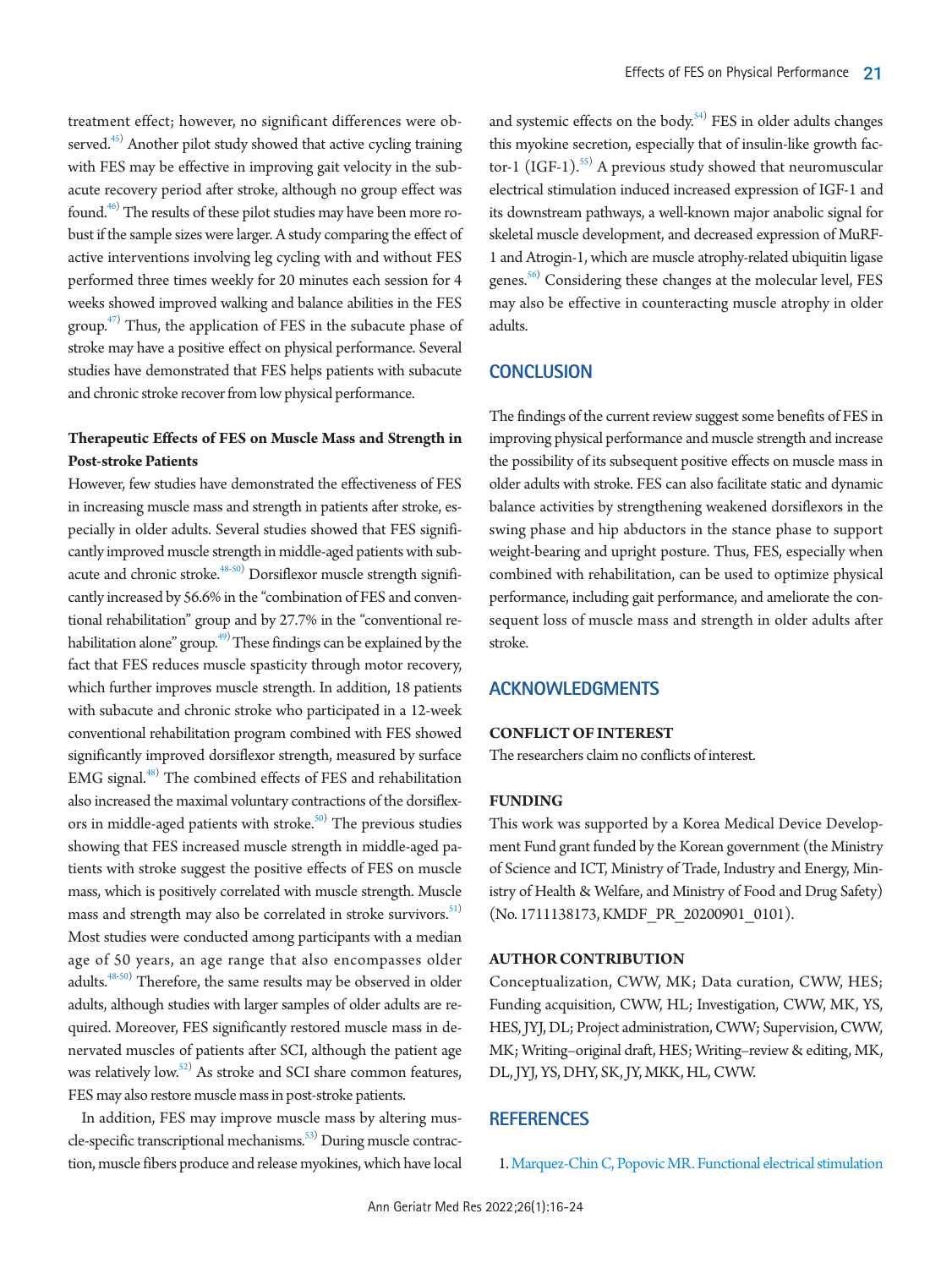treatment effect; however, no significant differences were observed.[45] Another pilot study showed that active cycling training with FES may be effective in improving gait velocity in the subacute recovery period after stroke, although no group effect was found.[46] The results of these pilot studies may have been more robust if the sample sizes were larger. A study comparing the effect of active interventions involving leg cycling with and without FES performed three times weekly for 20 minutes each session for 4 weeks showed improved walking and balance abilities in the FES group.[47] Thus, the application of FES in the subacute phase of stroke may have a positive effect on physical performance. Several studies have demonstrated that FES helps patients with subacute and chronic stroke recover from low physical performance.

**Therapeutic Effects of FES on Muscle Mass and Strength in Post-stroke Patients**

However, few studies have demonstrated the effectiveness of FES in increasing muscle mass and strength in patients after stroke, especially in older adults. Several studies showed that FES significantly improved muscle strength in middle-aged patients with subacute and chronic stroke.[48-50] Dorsiflexor muscle strength significantly increased by 56.6% in the "combination of FES and conventional rehabilitation" group and by 27.7% in the "conventional rehabilitation alone" group.[49] These findings can be explained by the fact that FES reduces muscle spasticity through motor recovery, which further improves muscle strength. In addition, 18 patients with subacute and chronic stroke who participated in a 12-week conventional rehabilitation program combined with FES showed significantly improved dorsiflexor strength, measured by surface EMG signal.[48] The combined effects of FES and rehabilitation also increased the maximal voluntary contractions of the dorsiflexors in middle-aged patients with stroke.[50] The previous studies showing that FES increased muscle strength in middle-aged patients with stroke suggest the positive effects of FES on muscle mass, which is positively correlated with muscle strength. Muscle mass and strength may also be correlated in stroke survivors.[51] Most studies were conducted among participants with a median age of 50 years, an age range that also encompasses older adults.[48-50] Therefore, the same results may be observed in older adults, although studies with larger samples of older adults are required. Moreover, FES significantly restored muscle mass in denervated muscles of patients after SCI, although the patient age was relatively low.[52] As stroke and SCI share common features, FES may also restore muscle mass in post-stroke patients.

In addition, FES may improve muscle mass by altering muscle-specific transcriptional mechanisms.[53] During muscle contraction, muscle fibers produce and release myokines, which have local and systemic effects on the body.[54] FES in older adults changes this myokine secretion, especially that of insulin-like growth factor-1 (IGF-1).[55] A previous study showed that neuromuscular electrical stimulation induced increased expression of IGF-1 and its downstream pathways, a well-known major anabolic signal for skeletal muscle development, and decreased expression of MuRF-1 and Atrogin-1, which are muscle atrophy-related ubiquitin ligase genes.[56] Considering these changes at the molecular level, FES may also be effective in counteracting muscle atrophy in older adults.

## CONCLUSION

The findings of the current review suggest some benefits of FES in improving physical performance and muscle strength and increase the possibility of its subsequent positive effects on muscle mass in older adults with stroke. FES can also facilitate static and dynamic balance activities by strengthening weakened dorsiflexors in the swing phase and hip abductors in the stance phase to support weight-bearing and upright posture. Thus, FES, especially when combined with rehabilitation, can be used to optimize physical performance, including gait performance, and ameliorate the consequent loss of muscle mass and strength in older adults after stroke.

## ACKNOWLEDGMENTS

### CONFLICT OF INTEREST

The researchers claim no conflicts of interest.

### FUNDING

This work was supported by a Korea Medical Device Development Fund grant funded by the Korean government (the Ministry of Science and ICT, Ministry of Trade, Industry and Energy, Ministry of Health & Welfare, and Ministry of Food and Drug Safety) (No. 1711138173, KMDF_PR_20200901_0101).

### AUTHOR CONTRIBUTION

Conceptualization, CWW, MK; Data curation, CWW, HES; Funding acquisition, CWW, HL; Investigation, CWW, MK, YS, HES, JYJ, DL; Project administration, CWW; Supervision, CWW, MK; Writing–original draft, HES; Writing–review & editing, MK, DL, JYJ, YS, DHY, SK, JY, MKK, HL, CWW.

## REFERENCES

1. Marquez-Chin C, Popovic MR. Functional electrical stimulation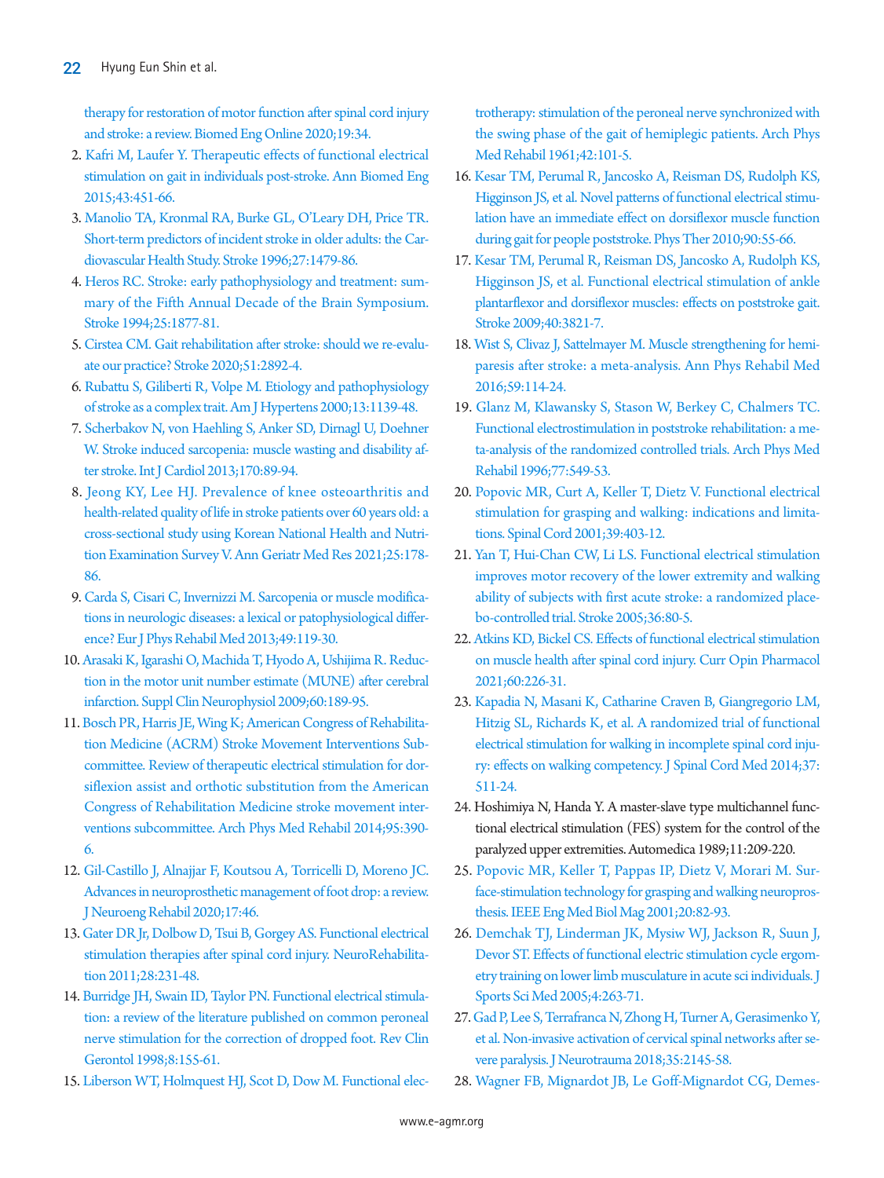therapy for restoration of motor function after spinal cord injury and stroke: a review. Biomed Eng Online 2020;19:34.

2. Kafri M, Laufer Y. Therapeutic effects of functional electrical stimulation on gait in individuals post-stroke. Ann Biomed Eng 2015;43:451-66.
3. Manolio TA, Kronmal RA, Burke GL, O'Leary DH, Price TR. Short-term predictors of incident stroke in older adults: the Cardiovascular Health Study. Stroke 1996;27:1479-86.
4. Heros RC. Stroke: early pathophysiology and treatment: summary of the Fifth Annual Decade of the Brain Symposium. Stroke 1994;25:1877-81.
5. Cirstea CM. Gait rehabilitation after stroke: should we re-evaluate our practice? Stroke 2020;51:2892-4.
6. Rubattu S, Giliberti R, Volpe M. Etiology and pathophysiology of stroke as a complex trait. Am J Hypertens 2000;13:1139-48.
7. Scherbakov N, von Haehling S, Anker SD, Dirnagl U, Doehner W. Stroke induced sarcopenia: muscle wasting and disability after stroke. Int J Cardiol 2013;170:89-94.
8. Jeong KY, Lee HJ. Prevalence of knee osteoarthritis and health-related quality of life in stroke patients over 60 years old: a cross-sectional study using Korean National Health and Nutrition Examination Survey V. Ann Geriatr Med Res 2021;25:178-86.
9. Carda S, Cisari C, Invernizzi M. Sarcopenia or muscle modifications in neurologic diseases: a lexical or patophysiological difference? Eur J Phys Rehabil Med 2013;49:119-30.
10. Arasaki K, Igarashi O, Machida T, Hyodo A, Ushijima R. Reduction in the motor unit number estimate (MUNE) after cerebral infarction. Suppl Clin Neurophysiol 2009;60:189-95.
11. Bosch PR, Harris JE, Wing K; American Congress of Rehabilitation Medicine (ACRM) Stroke Movement Interventions Subcommittee. Review of therapeutic electrical stimulation for dorsiflexion assist and orthotic substitution from the American Congress of Rehabilitation Medicine stroke movement interventions subcommittee. Arch Phys Med Rehabil 2014;95:390-6.
12. Gil-Castillo J, Alnajjar F, Koutsou A, Torricelli D, Moreno JC. Advances in neuroprosthetic management of foot drop: a review. J Neuroeng Rehabil 2020;17:46.
13. Gater DR Jr, Dolbow D, Tsui B, Gorgey AS. Functional electrical stimulation therapies after spinal cord injury. NeuroRehabilitation 2011;28:231-48.
14. Burridge JH, Swain ID, Taylor PN. Functional electrical stimulation: a review of the literature published on common peroneal nerve stimulation for the correction of dropped foot. Rev Clin Gerontol 1998;8:155-61.
15. Liberson WT, Holmquest HJ, Scot D, Dow M. Functional electrotherapy: stimulation of the peroneal nerve synchronized with the swing phase of the gait of hemiplegic patients. Arch Phys Med Rehabil 1961;42:101-5.
16. Kesar TM, Perumal R, Jancosko A, Reisman DS, Rudolph KS, Higginson JS, et al. Novel patterns of functional electrical stimulation have an immediate effect on dorsiflexor muscle function during gait for people poststroke. Phys Ther 2010;90:55-66.
17. Kesar TM, Perumal R, Reisman DS, Jancosko A, Rudolph KS, Higginson JS, et al. Functional electrical stimulation of ankle plantarflexor and dorsiflexor muscles: effects on poststroke gait. Stroke 2009;40:3821-7.
18. Wist S, Clivaz J, Sattelmayer M. Muscle strengthening for hemiparesis after stroke: a meta-analysis. Ann Phys Rehabil Med 2016;59:114-24.
19. Glanz M, Klawansky S, Stason W, Berkey C, Chalmers TC. Functional electrostimulation in poststroke rehabilitation: a meta-analysis of the randomized controlled trials. Arch Phys Med Rehabil 1996;77:549-53.
20. Popovic MR, Curt A, Keller T, Dietz V. Functional electrical stimulation for grasping and walking: indications and limitations. Spinal Cord 2001;39:403-12.
21. Yan T, Hui-Chan CW, Li LS. Functional electrical stimulation improves motor recovery of the lower extremity and walking ability of subjects with first acute stroke: a randomized placebo-controlled trial. Stroke 2005;36:80-5.
22. Atkins KD, Bickel CS. Effects of functional electrical stimulation on muscle health after spinal cord injury. Curr Opin Pharmacol 2021;60:226-31.
23. Kapadia N, Masani K, Catharine Craven B, Giangregorio LM, Hitzig SL, Richards K, et al. A randomized trial of functional electrical stimulation for walking in incomplete spinal cord injury: effects on walking competency. J Spinal Cord Med 2014;37:511-24.
24. Hoshimiya N, Handa Y. A master-slave type multichannel functional electrical stimulation (FES) system for the control of the paralyzed upper extremities. Automedica 1989;11:209-220.
25. Popovic MR, Keller T, Pappas IP, Dietz V, Morari M. Surface-stimulation technology for grasping and walking neuroprosthesis. IEEE Eng Med Biol Mag 2001;20:82-93.
26. Demchak TJ, Linderman JK, Mysiw WJ, Jackson R, Suun J, Devor ST. Effects of functional electric stimulation cycle ergometry training on lower limb musculature in acute sci individuals. J Sports Sci Med 2005;4:263-71.
27. Gad P, Lee S, Terrafranca N, Zhong H, Turner A, Gerasimenko Y, et al. Non-invasive activation of cervical spinal networks after severe paralysis. J Neurotrauma 2018;35:2145-58.
28. Wagner FB, Mignardot JB, Le Goff-Mignardot CG, Demes-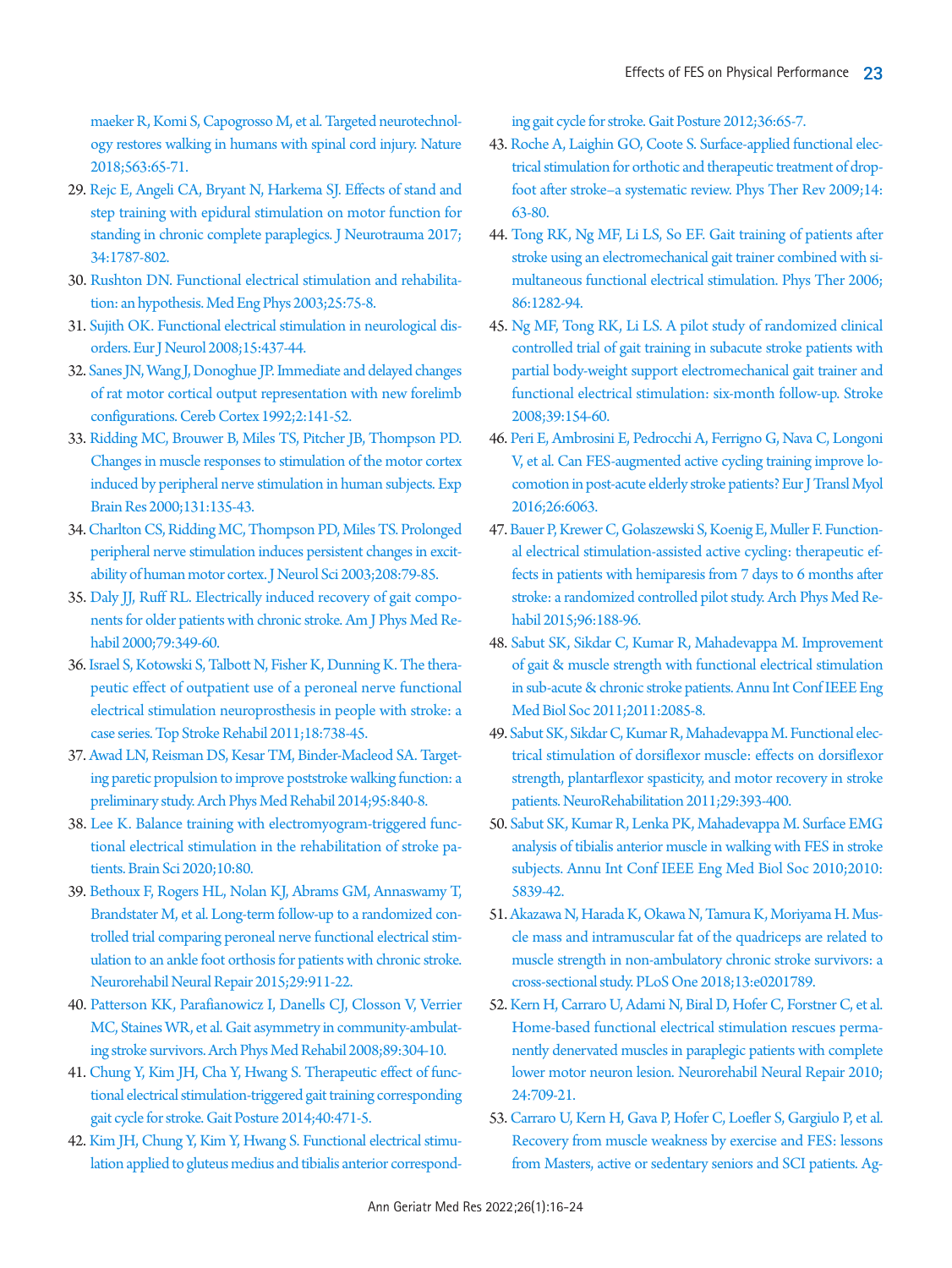maeker R, Komi S, Capogrosso M, et al. Targeted neurotechnology restores walking in humans with spinal cord injury. Nature 2018;563:65-71.

29. Rejc E, Angeli CA, Bryant N, Harkema SJ. Effects of stand and step training with epidural stimulation on motor function for standing in chronic complete paraplegics. J Neurotrauma 2017; 34:1787-802.
30. Rushton DN. Functional electrical stimulation and rehabilitation: an hypothesis. Med Eng Phys 2003;25:75-8.
31. Sujith OK. Functional electrical stimulation in neurological disorders. Eur J Neurol 2008;15:437-44.
32. Sanes JN, Wang J, Donoghue JP. Immediate and delayed changes of rat motor cortical output representation with new forelimb configurations. Cereb Cortex 1992;2:141-52.
33. Ridding MC, Brouwer B, Miles TS, Pitcher JB, Thompson PD. Changes in muscle responses to stimulation of the motor cortex induced by peripheral nerve stimulation in human subjects. Exp Brain Res 2000;131:135-43.
34. Charlton CS, Ridding MC, Thompson PD, Miles TS. Prolonged peripheral nerve stimulation induces persistent changes in excitability of human motor cortex. J Neurol Sci 2003;208:79-85.
35. Daly JJ, Ruff RL. Electrically induced recovery of gait components for older patients with chronic stroke. Am J Phys Med Rehabil 2000;79:349-60.
36. Israel S, Kotowski S, Talbott N, Fisher K, Dunning K. The therapeutic effect of outpatient use of a peroneal nerve functional electrical stimulation neuroprosthesis in people with stroke: a case series. Top Stroke Rehabil 2011;18:738-45.
37. Awad LN, Reisman DS, Kesar TM, Binder-Macleod SA. Targeting paretic propulsion to improve poststroke walking function: a preliminary study. Arch Phys Med Rehabil 2014;95:840-8.
38. Lee K. Balance training with electromyogram-triggered functional electrical stimulation in the rehabilitation of stroke patients. Brain Sci 2020;10:80.
39. Bethoux F, Rogers HL, Nolan KJ, Abrams GM, Annaswamy T, Brandstater M, et al. Long-term follow-up to a randomized controlled trial comparing peroneal nerve functional electrical stimulation to an ankle foot orthosis for patients with chronic stroke. Neurorehabil Neural Repair 2015;29:911-22.
40. Patterson KK, Parafianowicz I, Danells CJ, Closson V, Verrier MC, Staines WR, et al. Gait asymmetry in community-ambulating stroke survivors. Arch Phys Med Rehabil 2008;89:304-10.
41. Chung Y, Kim JH, Cha Y, Hwang S. Therapeutic effect of functional electrical stimulation-triggered gait training corresponding gait cycle for stroke. Gait Posture 2014;40:471-5.
42. Kim JH, Chung Y, Kim Y, Hwang S. Functional electrical stimulation applied to gluteus medius and tibialis anterior corresponding gait cycle for stroke. Gait Posture 2012;36:65-7.
43. Roche A, Laighin GO, Coote S. Surface-applied functional electrical stimulation for orthotic and therapeutic treatment of drop-foot after stroke–a systematic review. Phys Ther Rev 2009;14: 63-80.
44. Tong RK, Ng MF, Li LS, So EF. Gait training of patients after stroke using an electromechanical gait trainer combined with simultaneous functional electrical stimulation. Phys Ther 2006; 86:1282-94.
45. Ng MF, Tong RK, Li LS. A pilot study of randomized clinical controlled trial of gait training in subacute stroke patients with partial body-weight support electromechanical gait trainer and functional electrical stimulation: six-month follow-up. Stroke 2008;39:154-60.
46. Peri E, Ambrosini E, Pedrocchi A, Ferrigno G, Nava C, Longoni V, et al. Can FES-augmented active cycling training improve locomotion in post-acute elderly stroke patients? Eur J Transl Myol 2016;26:6063.
47. Bauer P, Krewer C, Golaszewski S, Koenig E, Muller F. Functional electrical stimulation-assisted active cycling: therapeutic effects in patients with hemiparesis from 7 days to 6 months after stroke: a randomized controlled pilot study. Arch Phys Med Rehabil 2015;96:188-96.
48. Sabut SK, Sikdar C, Kumar R, Mahadevappa M. Improvement of gait & muscle strength with functional electrical stimulation in sub-acute & chronic stroke patients. Annu Int Conf IEEE Eng Med Biol Soc 2011;2011:2085-8.
49. Sabut SK, Sikdar C, Kumar R, Mahadevappa M. Functional electrical stimulation of dorsiflexor muscle: effects on dorsiflexor strength, plantarflexor spasticity, and motor recovery in stroke patients. NeuroRehabilitation 2011;29:393-400.
50. Sabut SK, Kumar R, Lenka PK, Mahadevappa M. Surface EMG analysis of tibialis anterior muscle in walking with FES in stroke subjects. Annu Int Conf IEEE Eng Med Biol Soc 2010;2010: 5839-42.
51. Akazawa N, Harada K, Okawa N, Tamura K, Moriyama H. Muscle mass and intramuscular fat of the quadriceps are related to muscle strength in non-ambulatory chronic stroke survivors: a cross-sectional study. PLoS One 2018;13:e0201789.
52. Kern H, Carraro U, Adami N, Biral D, Hofer C, Forstner C, et al. Home-based functional electrical stimulation rescues permanently denervated muscles in paraplegic patients with complete lower motor neuron lesion. Neurorehabil Neural Repair 2010; 24:709-21.
53. Carraro U, Kern H, Gava P, Hofer C, Loefler S, Gargiulo P, et al. Recovery from muscle weakness by exercise and FES: lessons from Masters, active or sedentary seniors and SCI patients. Ag-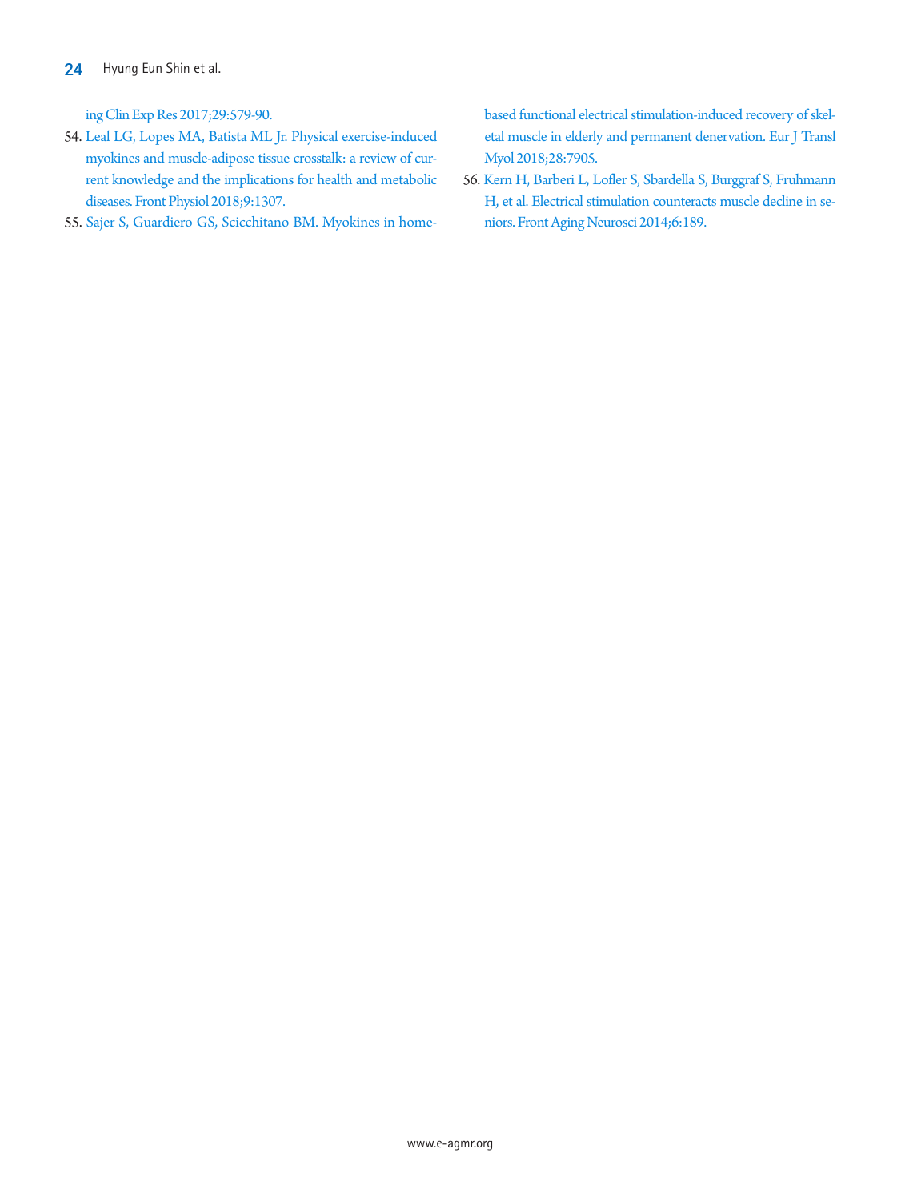ing Clin Exp Res 2017;29:579-90.

54. Leal LG, Lopes MA, Batista ML Jr. Physical exercise-induced myokines and muscle-adipose tissue crosstalk: a review of current knowledge and the implications for health and metabolic diseases. Front Physiol 2018;9:1307.
55. Sajer S, Guardiero GS, Scicchitano BM. Myokines in home-based functional electrical stimulation-induced recovery of skeletal muscle in elderly and permanent denervation. Eur J Transl Myol 2018;28:7905.
56. Kern H, Barberi L, Lofler S, Sbardella S, Burggraf S, Fruhmann H, et al. Electrical stimulation counteracts muscle decline in seniors. Front Aging Neurosci 2014;6:189.